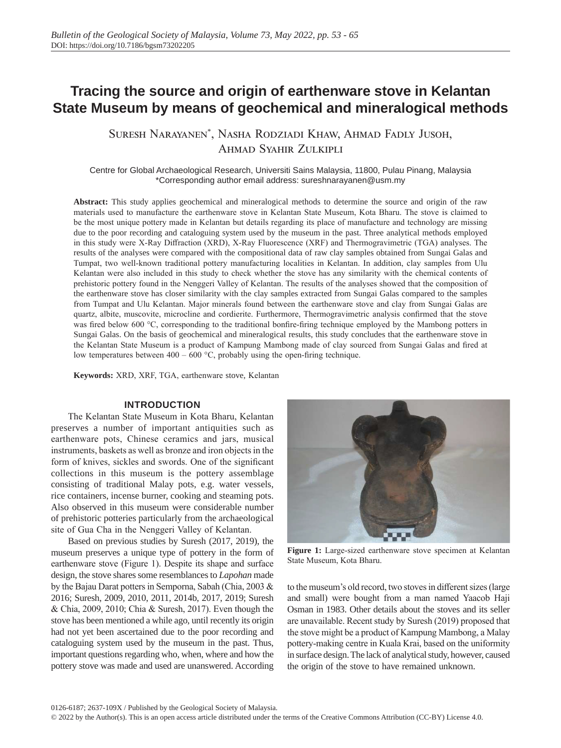// Tracing the source and origin of earthenware stove in Kelantan State Museum by means of geochemical and mineralogical methods

Suresh Narayanen*, Nasha Rodziadi Khaw, Ahmad Fadly Jusoh, Ahmad Syahir Zulkipli

Centre for Global Archaeological Research, Universiti Sains Malaysia, 11800, Pulau Pinang, Malaysia
*Corresponding author email address: sureshnarayanen@usm.my

**Abstract:** This study applies geochemical and mineralogical methods to determine the source and origin of the raw materials used to manufacture the earthenware stove in Kelantan State Museum, Kota Bharu. The stove is claimed to be the most unique pottery made in Kelantan but details regarding its place of manufacture and technology are missing due to the poor recording and cataloguing system used by the museum in the past. Three analytical methods employed in this study were X-Ray Diffraction (XRD), X-Ray Fluorescence (XRF) and Thermogravimetric (TGA) analyses. The results of the analyses were compared with the compositional data of raw clay samples obtained from Sungai Galas and Tumpat, two well-known traditional pottery manufacturing localities in Kelantan. In addition, clay samples from Ulu Kelantan were also included in this study to check whether the stove has any similarity with the chemical contents of prehistoric pottery found in the Nenggeri Valley of Kelantan. The results of the analyses showed that the composition of the earthenware stove has closer similarity with the clay samples extracted from Sungai Galas compared to the samples from Tumpat and Ulu Kelantan. Major minerals found between the earthenware stove and clay from Sungai Galas are quartz, albite, muscovite, microcline and cordierite. Furthermore, Thermogravimetric analysis confirmed that the stove was fired below 600 °C, corresponding to the traditional bonfire-firing technique employed by the Mambong potters in Sungai Galas. On the basis of geochemical and mineralogical results, this study concludes that the earthenware stove in the Kelantan State Museum is a product of Kampung Mambong made of clay sourced from Sungai Galas and fired at low temperatures between 400 – 600 °C, probably using the open-firing technique.

**Keywords:** XRD, XRF, TGA, earthenware stove, Kelantan

## INTRODUCTION

The Kelantan State Museum in Kota Bharu, Kelantan preserves a number of important antiquities such as earthenware pots, Chinese ceramics and jars, musical instruments, baskets as well as bronze and iron objects in the form of knives, sickles and swords. One of the significant collections in this museum is the pottery assemblage consisting of traditional Malay pots, e.g. water vessels, rice containers, incense burner, cooking and steaming pots. Also observed in this museum were considerable number of prehistoric potteries particularly from the archaeological site of Gua Cha in the Nenggeri Valley of Kelantan.

Based on previous studies by Suresh (2017, 2019), the museum preserves a unique type of pottery in the form of earthenware stove (Figure 1). Despite its shape and surface design, the stove shares some resemblances to *Lapohan* made by the Bajau Darat potters in Semporna, Sabah (Chia, 2003 & 2016; Suresh, 2009, 2010, 2011, 2014b, 2017, 2019; Suresh & Chia, 2009, 2010; Chia & Suresh, 2017). Even though the stove has been mentioned a while ago, until recently its origin had not yet been ascertained due to the poor recording and cataloguing system used by the museum in the past. Thus, important questions regarding who, when, where and how the pottery stove was made and used are unanswered. According to the museum's old record, two stoves in different sizes (large and small) were bought from a man named Yaacob Haji Osman in 1983. Other details about the stoves and its seller are unavailable. Recent study by Suresh (2019) proposed that the stove might be a product of Kampung Mambong, a Malay pottery-making centre in Kuala Krai, based on the uniformity in surface design. The lack of analytical study, however, caused the origin of the stove to have remained unknown.

**Figure 1:** Large-sized earthenware stove specimen at Kelantan State Museum, Kota Bharu.

0126-6187; 2637-109X / Published by the Geological Society of Malaysia.
© 2022 by the Author(s). This is an open access article distributed under the terms of the Creative Commons Attribution (CC-BY) License 4.0.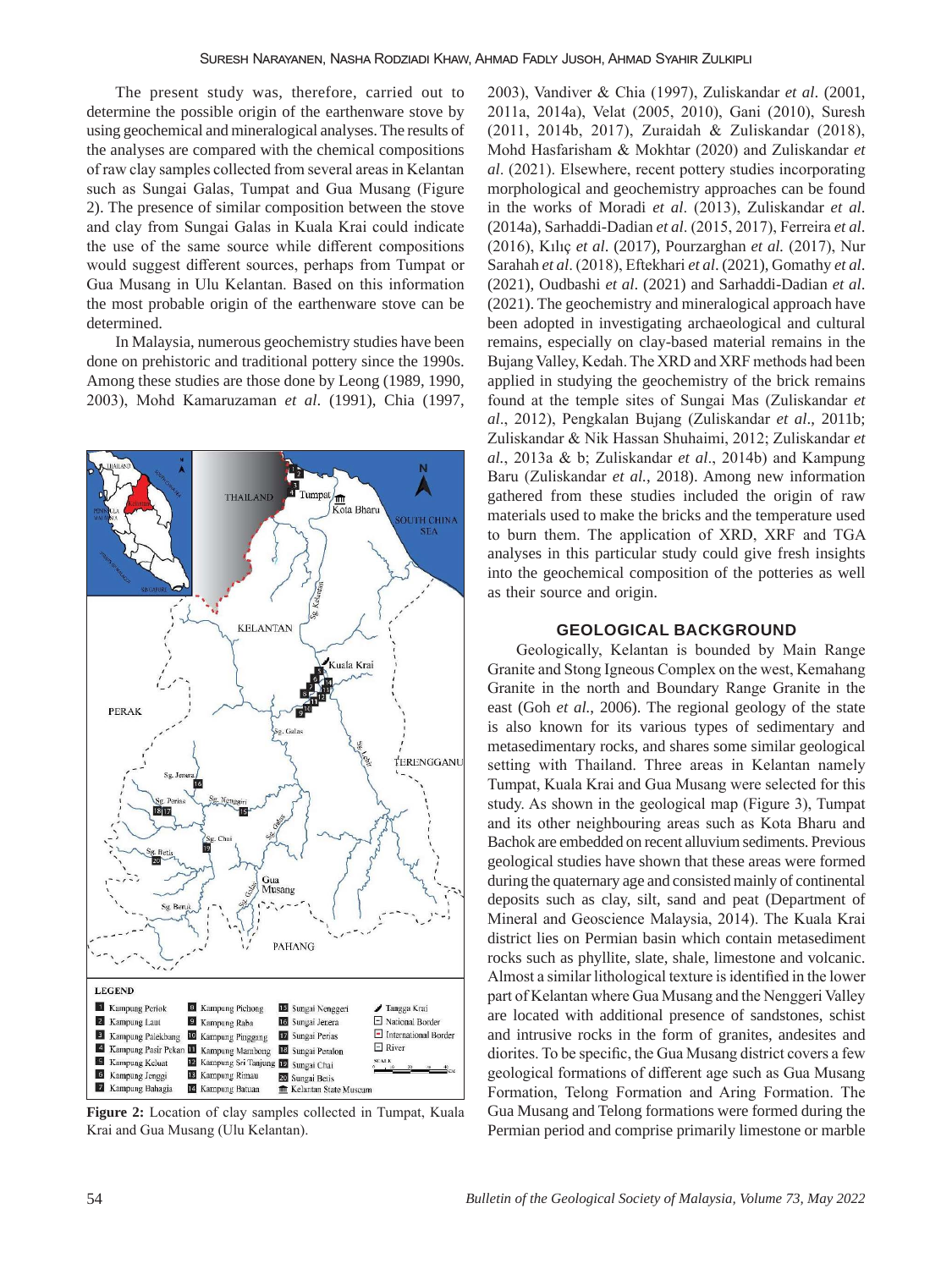The present study was, therefore, carried out to determine the possible origin of the earthenware stove by using geochemical and mineralogical analyses. The results of the analyses are compared with the chemical compositions of raw clay samples collected from several areas in Kelantan such as Sungai Galas, Tumpat and Gua Musang (Figure 2). The presence of similar composition between the stove and clay from Sungai Galas in Kuala Krai could indicate the use of the same source while different compositions would suggest different sources, perhaps from Tumpat or Gua Musang in Ulu Kelantan. Based on this information the most probable origin of the earthenware stove can be determined.

In Malaysia, numerous geochemistry studies have been done on prehistoric and traditional pottery since the 1990s. Among these studies are those done by Leong (1989, 1990, 2003), Mohd Kamaruzaman *et al*. (1991), Chia (1997, 2003), Vandiver & Chia (1997), Zuliskandar *et al*. (2001, 2011a, 2014a), Velat (2005, 2010), Gani (2010), Suresh (2011, 2014b, 2017), Zuraidah & Zuliskandar (2018), Mohd Hasfarisham & Mokhtar (2020) and Zuliskandar *et al*. (2021). Elsewhere, recent pottery studies incorporating morphological and geochemistry approaches can be found in the works of Moradi *et al*. (2013), Zuliskandar *et al*. (2014a), Sarhaddi-Dadian *et al*. (2015, 2017), Ferreira *et al*. (2016), Kılıç *et al*. (2017), Pourzarghan *et al.* (2017), Nur Sarahah *et al*. (2018), Eftekhari *et al*. (2021), Gomathy *et al*. (2021), Oudbashi *et al*. (2021) and Sarhaddi-Dadian *et al*. (2021). The geochemistry and mineralogical approach have been adopted in investigating archaeological and cultural remains, especially on clay-based material remains in the Bujang Valley, Kedah. The XRD and XRF methods had been applied in studying the geochemistry of the brick remains found at the temple sites of Sungai Mas (Zuliskandar *et al*., 2012), Pengkalan Bujang (Zuliskandar *et al*., 2011b; Zuliskandar & Nik Hassan Shuhaimi, 2012; Zuliskandar *et al*., 2013a & b; Zuliskandar *et al*., 2014b) and Kampung Baru (Zuliskandar *et al.*, 2018). Among new information gathered from these studies included the origin of raw materials used to make the bricks and the temperature used to burn them. The application of XRD, XRF and TGA analyses in this particular study could give fresh insights into the geochemical composition of the potteries as well as their source and origin.

**Figure 2:** Location of clay samples collected in Tumpat, Kuala Krai and Gua Musang (Ulu Kelantan).

## GEOLOGICAL BACKGROUND

Geologically, Kelantan is bounded by Main Range Granite and Stong Igneous Complex on the west, Kemahang Granite in the north and Boundary Range Granite in the east (Goh *et al.*, 2006). The regional geology of the state is also known for its various types of sedimentary and metasedimentary rocks, and shares some similar geological setting with Thailand. Three areas in Kelantan namely Tumpat, Kuala Krai and Gua Musang were selected for this study. As shown in the geological map (Figure 3), Tumpat and its other neighbouring areas such as Kota Bharu and Bachok are embedded on recent alluvium sediments. Previous geological studies have shown that these areas were formed during the quaternary age and consisted mainly of continental deposits such as clay, silt, sand and peat (Department of Mineral and Geoscience Malaysia, 2014). The Kuala Krai district lies on Permian basin which contain metasediment rocks such as phyllite, slate, shale, limestone and volcanic. Almost a similar lithological texture is identified in the lower part of Kelantan where Gua Musang and the Nenggeri Valley are located with additional presence of sandstones, schist and intrusive rocks in the form of granites, andesites and diorites. To be specific, the Gua Musang district covers a few geological formations of different age such as Gua Musang Formation, Telong Formation and Aring Formation. The Gua Musang and Telong formations were formed during the Permian period and comprise primarily limestone or marble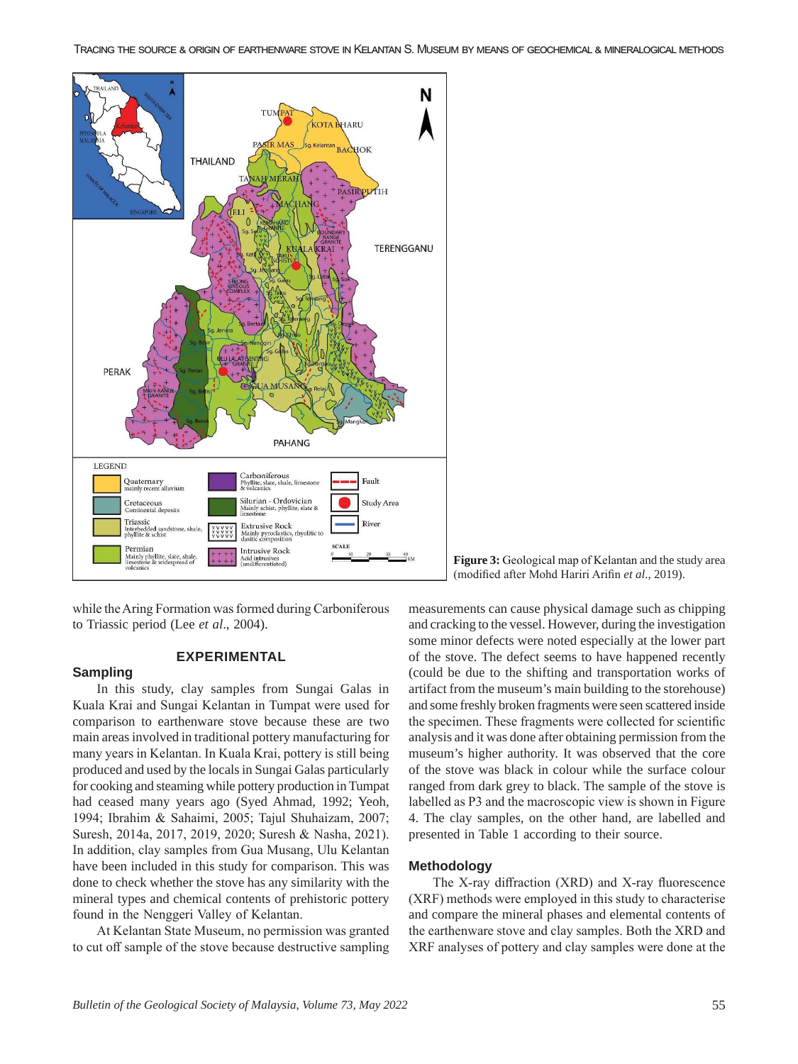Figure 3: Geological map of Kelantan and the study area (modified after Mohd Hariri Arifin *et al*., 2019).

while the Aring Formation was formed during Carboniferous to Triassic period (Lee *et al*., 2004).

## EXPERIMENTAL

### Sampling

In this study, clay samples from Sungai Galas in Kuala Krai and Sungai Kelantan in Tumpat were used for comparison to earthenware stove because these are two main areas involved in traditional pottery manufacturing for many years in Kelantan. In Kuala Krai, pottery is still being produced and used by the locals in Sungai Galas particularly for cooking and steaming while pottery production in Tumpat had ceased many years ago (Syed Ahmad, 1992; Yeoh, 1994; Ibrahim & Sahaimi, 2005; Tajul Shuhaizam, 2007; Suresh, 2014a, 2017, 2019, 2020; Suresh & Nasha, 2021). In addition, clay samples from Gua Musang, Ulu Kelantan have been included in this study for comparison. This was done to check whether the stove has any similarity with the mineral types and chemical contents of prehistoric pottery found in the Nenggeri Valley of Kelantan.

At Kelantan State Museum, no permission was granted to cut off sample of the stove because destructive sampling measurements can cause physical damage such as chipping and cracking to the vessel. However, during the investigation some minor defects were noted especially at the lower part of the stove. The defect seems to have happened recently (could be due to the shifting and transportation works of artifact from the museum's main building to the storehouse) and some freshly broken fragments were seen scattered inside the specimen. These fragments were collected for scientific analysis and it was done after obtaining permission from the museum's higher authority. It was observed that the core of the stove was black in colour while the surface colour ranged from dark grey to black. The sample of the stove is labelled as P3 and the macroscopic view is shown in Figure 4. The clay samples, on the other hand, are labelled and presented in Table 1 according to their source.

### Methodology

The X-ray diffraction (XRD) and X-ray fluorescence (XRF) methods were employed in this study to characterise and compare the mineral phases and elemental contents of the earthenware stove and clay samples. Both the XRD and XRF analyses of pottery and clay samples were done at the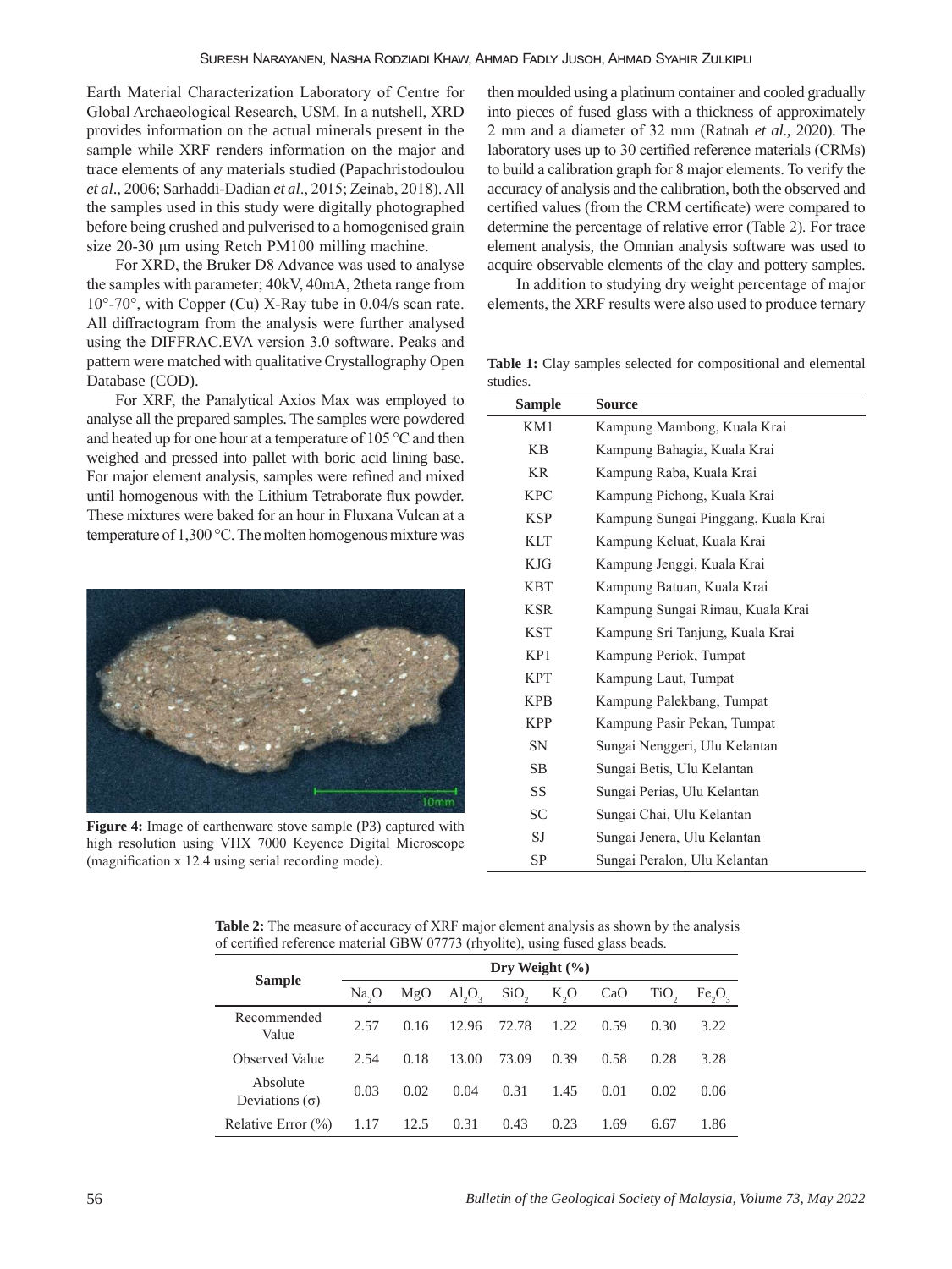Earth Material Characterization Laboratory of Centre for Global Archaeological Research, USM. In a nutshell, XRD provides information on the actual minerals present in the sample while XRF renders information on the major and trace elements of any materials studied (Papachristodoulou *et al*., 2006; Sarhaddi-Dadian *et al*., 2015; Zeinab, 2018). All the samples used in this study were digitally photographed before being crushed and pulverised to a homogenised grain size 20-30 µm using Retch PM100 milling machine.

For XRD, the Bruker D8 Advance was used to analyse the samples with parameter; 40kV, 40mA, 2theta range from 10°-70°, with Copper (Cu) X-Ray tube in 0.04/s scan rate. All diffractogram from the analysis were further analysed using the DIFFRAC.EVA version 3.0 software. Peaks and pattern were matched with qualitative Crystallography Open Database (COD).

For XRF, the Panalytical Axios Max was employed to analyse all the prepared samples. The samples were powdered and heated up for one hour at a temperature of 105 °C and then weighed and pressed into pallet with boric acid lining base. For major element analysis, samples were refined and mixed until homogenous with the Lithium Tetraborate flux powder. These mixtures were baked for an hour in Fluxana Vulcan at a temperature of 1,300 °C. The molten homogenous mixture was then moulded using a platinum container and cooled gradually into pieces of fused glass with a thickness of approximately 2 mm and a diameter of 32 mm (Ratnah *et al*., 2020). The laboratory uses up to 30 certified reference materials (CRMs) to build a calibration graph for 8 major elements. To verify the accuracy of analysis and the calibration, both the observed and certified values (from the CRM certificate) were compared to determine the percentage of relative error (Table 2). For trace element analysis, the Omnian analysis software was used to acquire observable elements of the clay and pottery samples.

In addition to studying dry weight percentage of major elements, the XRF results were also used to produce ternary

**Figure 4:** Image of earthenware stove sample (P3) captured with high resolution using VHX 7000 Keyence Digital Microscope (magnification x 12.4 using serial recording mode).

**Table 1:** Clay samples selected for compositional and elemental studies.

| Sample | Source |
|---|---|
| KM1 | Kampung Mambong, Kuala Krai |
| KB | Kampung Bahagia, Kuala Krai |
| KR | Kampung Raba, Kuala Krai |
| KPC | Kampung Pichong, Kuala Krai |
| KSP | Kampung Sungai Pinggang, Kuala Krai |
| KLT | Kampung Keluat, Kuala Krai |
| KJG | Kampung Jenggi, Kuala Krai |
| KBT | Kampung Batuan, Kuala Krai |
| KSR | Kampung Sungai Rimau, Kuala Krai |
| KST | Kampung Sri Tanjung, Kuala Krai |
| KP1 | Kampung Periok, Tumpat |
| KPT | Kampung Laut, Tumpat |
| KPB | Kampung Palekbang, Tumpat |
| KPP | Kampung Pasir Pekan, Tumpat |
| SN | Sungai Nenggeri, Ulu Kelantan |
| SB | Sungai Betis, Ulu Kelantan |
| SS | Sungai Perias, Ulu Kelantan |
| SC | Sungai Chai, Ulu Kelantan |
| SJ | Sungai Jenera, Ulu Kelantan |
| SP | Sungai Peralon, Ulu Kelantan |

**Table 2:** The measure of accuracy of XRF major element analysis as shown by the analysis of certified reference material GBW 07773 (rhyolite), using fused glass beads.

| Sample | Dry Weight (%) | | | | | | | |
|---|---|---|---|---|---|---|---|---|
| | $Na_2O$ | MgO | $Al_2O_3$ | $SiO_2$ | $K_2O$ | CaO | $TiO_2$ | $Fe_2O_3$ |
| Recommended Value | 2.57 | 0.16 | 12.96 | 72.78 | 1.22 | 0.59 | 0.30 | 3.22 |
| Observed Value | 2.54 | 0.18 | 13.00 | 73.09 | 0.39 | 0.58 | 0.28 | 3.28 |
| Absolute Deviations (σ) | 0.03 | 0.02 | 0.04 | 0.31 | 1.45 | 0.01 | 0.02 | 0.06 |
| Relative Error (%) | 1.17 | 12.5 | 0.31 | 0.43 | 0.23 | 1.69 | 6.67 | 1.86 |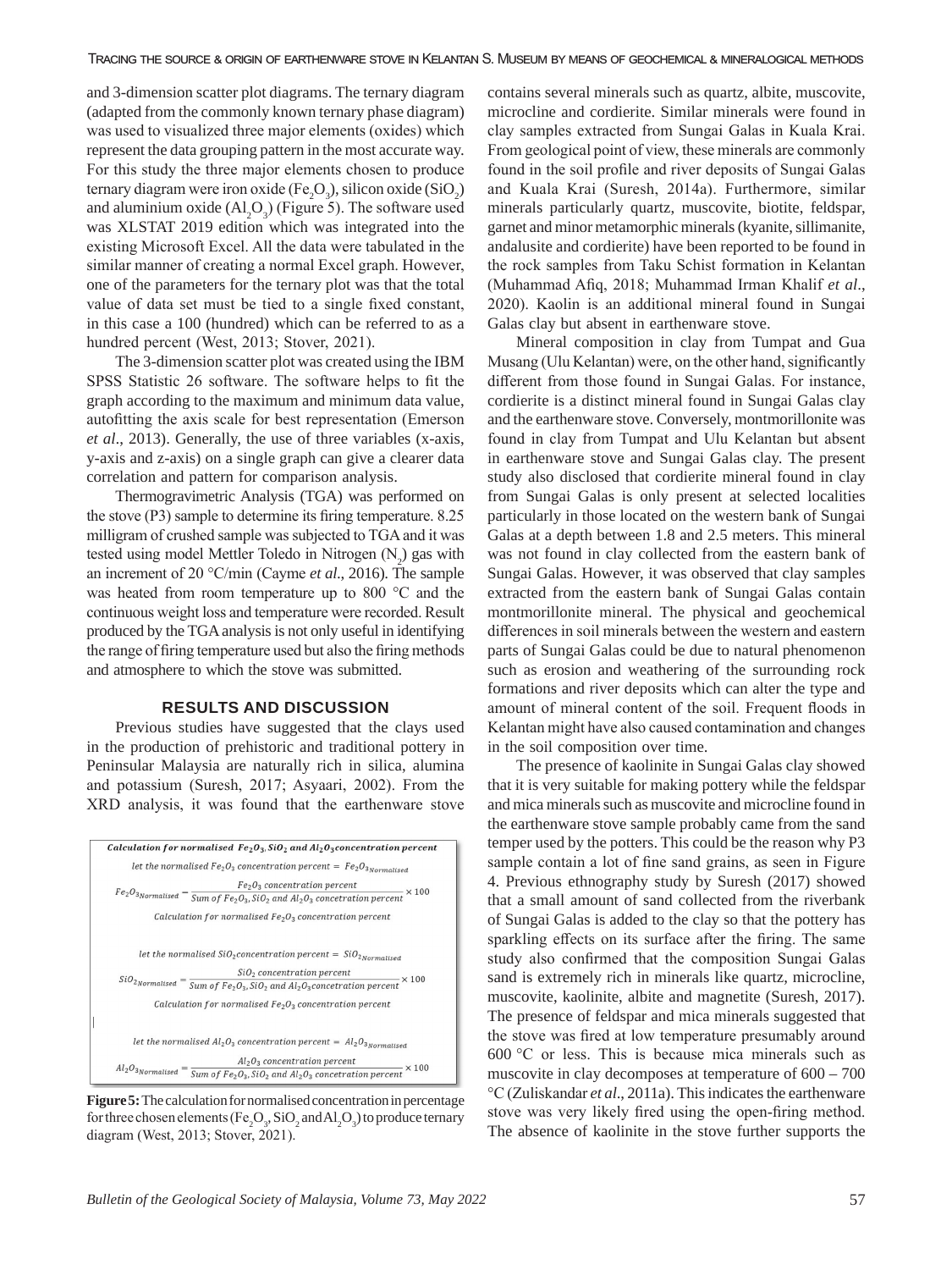and 3-dimension scatter plot diagrams. The ternary diagram (adapted from the commonly known ternary phase diagram) was used to visualized three major elements (oxides) which represent the data grouping pattern in the most accurate way. For this study the three major elements chosen to produce ternary diagram were iron oxide ($Fe_2O_3$), silicon oxide ($SiO_2$) and aluminium oxide ($Al_2O_3$) (Figure 5). The software used was XLSTAT 2019 edition which was integrated into the existing Microsoft Excel. All the data were tabulated in the similar manner of creating a normal Excel graph. However, one of the parameters for the ternary plot was that the total value of data set must be tied to a single fixed constant, in this case a 100 (hundred) which can be referred to as a hundred percent (West, 2013; Stover, 2021).

The 3-dimension scatter plot was created using the IBM SPSS Statistic 26 software. The software helps to fit the graph according to the maximum and minimum data value, autofitting the axis scale for best representation (Emerson *et al*., 2013). Generally, the use of three variables (x-axis, y-axis and z-axis) on a single graph can give a clearer data correlation and pattern for comparison analysis.

Thermogravimetric Analysis (TGA) was performed on the stove (P3) sample to determine its firing temperature. 8.25 milligram of crushed sample was subjected to TGA and it was tested using model Mettler Toledo in Nitrogen ($N_2$) gas with an increment of 20 °C/min (Cayme *et al*., 2016). The sample was heated from room temperature up to 800 °C and the continuous weight loss and temperature were recorded. Result produced by the TGA analysis is not only useful in identifying the range of firing temperature used but also the firing methods and atmosphere to which the stove was submitted.

## RESULTS AND DISCUSSION

Previous studies have suggested that the clays used in the production of prehistoric and traditional pottery in Peninsular Malaysia are naturally rich in silica, alumina and potassium (Suresh, 2017; Asyaari, 2002). From the XRD analysis, it was found that the earthenware stove contains several minerals such as quartz, albite, muscovite, microcline and cordierite. Similar minerals were found in clay samples extracted from Sungai Galas in Kuala Krai. From geological point of view, these minerals are commonly found in the soil profile and river deposits of Sungai Galas and Kuala Krai (Suresh, 2014a). Furthermore, similar minerals particularly quartz, muscovite, biotite, feldspar, garnet and minor metamorphic minerals (kyanite, sillimanite, andalusite and cordierite) have been reported to be found in the rock samples from Taku Schist formation in Kelantan (Muhammad Afiq, 2018; Muhammad Irman Khalif *et al*., 2020). Kaolin is an additional mineral found in Sungai Galas clay but absent in earthenware stove.

**Calculation for normalised $Fe_2O_3$, $SiO_2$ and $Al_2O_3$ concentration percent**

let the normalised $Fe_2O_3$ concentration percent $= Fe_2O_{3_{Normalised}}$

$$Fe_2O_{3_{Normalised}} = \frac{Fe_2O_3 \text{ concentration percent}}{\text{Sum of } Fe_2O_3, SiO_2 \text{ and } Al_2O_3 \text{ concetration percent}} \times 100$$

Calculation for normalised $Fe_2O_3$ concentration percent

let the normalised $SiO_2$ concentration percent $= SiO_{2_{Normalised}}$

$$SiO_{2_{Normalised}} = \frac{SiO_2 \text{ concentration percent}}{\text{Sum of } Fe_2O_3, SiO_2 \text{ and } Al_2O_3 \text{ concetration percent}} \times 100$$

Calculation for normalised $Fe_2O_3$ concentration percent

let the normalised $Al_2O_3$ concentration percent $= Al_2O_{3_{Normalised}}$

$$Al_2O_{3_{Normalised}} = \frac{Al_2O_3 \text{ concentration percent}}{\text{Sum of } Fe_2O_3, SiO_2 \text{ and } Al_2O_3 \text{ concetration percent}} \times 100$$

**Figure 5:** The calculation for normalised concentration in percentage for three chosen elements ($Fe_2O_3$, $SiO_2$ and $Al_2O_3$) to produce ternary diagram (West, 2013; Stover, 2021).

Mineral composition in clay from Tumpat and Gua Musang (Ulu Kelantan) were, on the other hand, significantly different from those found in Sungai Galas. For instance, cordierite is a distinct mineral found in Sungai Galas clay and the earthenware stove. Conversely, montmorillonite was found in clay from Tumpat and Ulu Kelantan but absent in earthenware stove and Sungai Galas clay. The present study also disclosed that cordierite mineral found in clay from Sungai Galas is only present at selected localities particularly in those located on the western bank of Sungai Galas at a depth between 1.8 and 2.5 meters. This mineral was not found in clay collected from the eastern bank of Sungai Galas. However, it was observed that clay samples extracted from the eastern bank of Sungai Galas contain montmorillonite mineral. The physical and geochemical differences in soil minerals between the western and eastern parts of Sungai Galas could be due to natural phenomenon such as erosion and weathering of the surrounding rock formations and river deposits which can alter the type and amount of mineral content of the soil. Frequent floods in Kelantan might have also caused contamination and changes in the soil composition over time.

The presence of kaolinite in Sungai Galas clay showed that it is very suitable for making pottery while the feldspar and mica minerals such as muscovite and microcline found in the earthenware stove sample probably came from the sand temper used by the potters. This could be the reason why P3 sample contain a lot of fine sand grains, as seen in Figure 4. Previous ethnography study by Suresh (2017) showed that a small amount of sand collected from the riverbank of Sungai Galas is added to the clay so that the pottery has sparkling effects on its surface after the firing. The same study also confirmed that the composition Sungai Galas sand is extremely rich in minerals like quartz, microcline, muscovite, kaolinite, albite and magnetite (Suresh, 2017). The presence of feldspar and mica minerals suggested that the stove was fired at low temperature presumably around 600 °C or less. This is because mica minerals such as muscovite in clay decomposes at temperature of 600 – 700 °C (Zuliskandar *et al*., 2011a). This indicates the earthenware stove was very likely fired using the open-firing method. The absence of kaolinite in the stove further supports the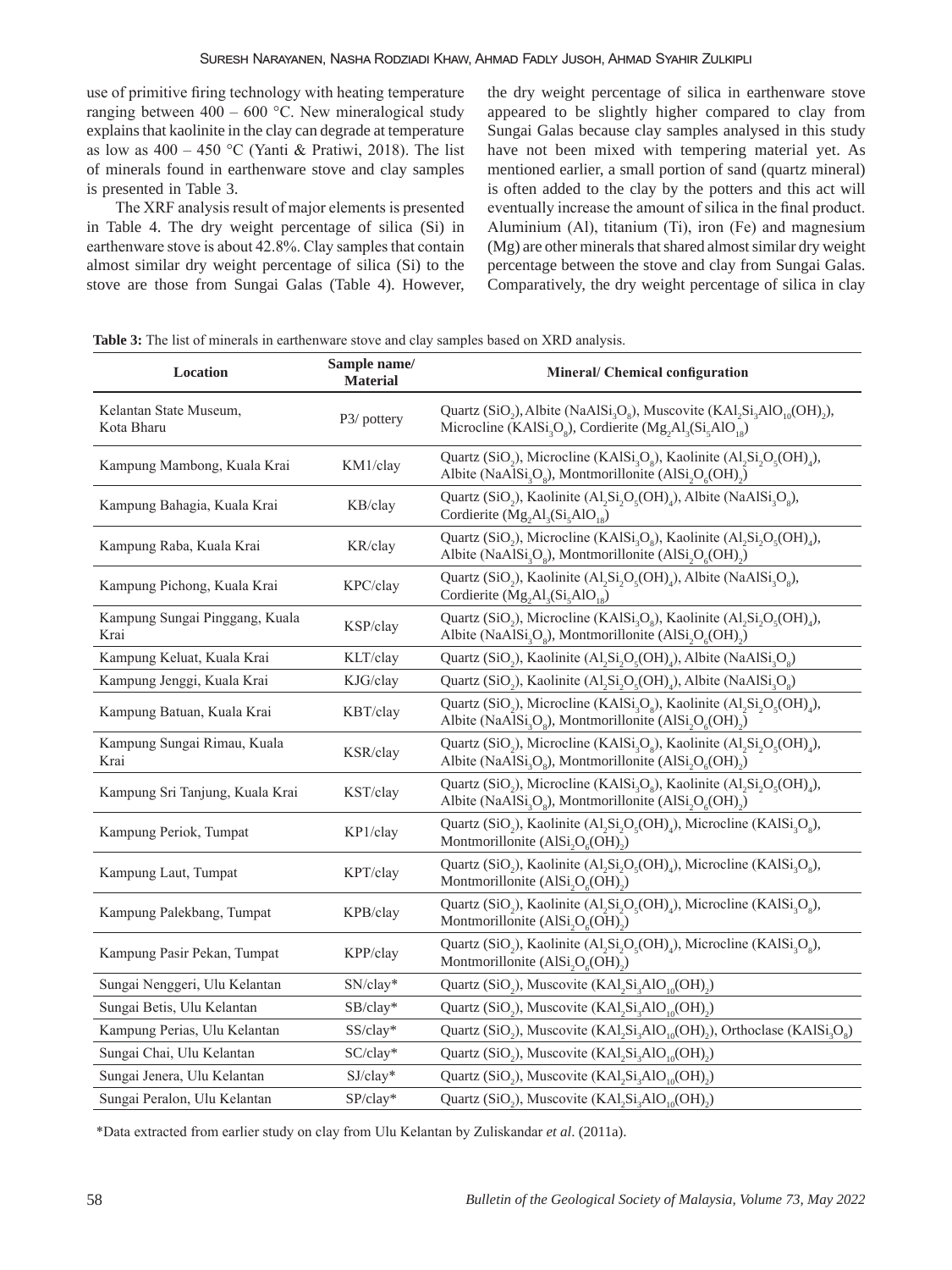use of primitive firing technology with heating temperature ranging between 400 – 600 °C. New mineralogical study explains that kaolinite in the clay can degrade at temperature as low as 400 – 450 °C (Yanti & Pratiwi, 2018). The list of minerals found in earthenware stove and clay samples is presented in Table 3.

The XRF analysis result of major elements is presented in Table 4. The dry weight percentage of silica (Si) in earthenware stove is about 42.8%. Clay samples that contain almost similar dry weight percentage of silica (Si) to the stove are those from Sungai Galas (Table 4). However, the dry weight percentage of silica in earthenware stove appeared to be slightly higher compared to clay from Sungai Galas because clay samples analysed in this study have not been mixed with tempering material yet. As mentioned earlier, a small portion of sand (quartz mineral) is often added to the clay by the potters and this act will eventually increase the amount of silica in the final product. Aluminium (Al), titanium (Ti), iron (Fe) and magnesium (Mg) are other minerals that shared almost similar dry weight percentage between the stove and clay from Sungai Galas. Comparatively, the dry weight percentage of silica in clay

**Table 3:** The list of minerals in earthenware stove and clay samples based on XRD analysis.

| Location | Sample name/ Material | Mineral/ Chemical configuration |
|---|---|---|
| Kelantan State Museum, Kota Bharu | P3/ pottery | Quartz ($SiO_2$), Albite ($NaAlSi_3O_8$), Muscovite ($KAl_2Si_3AlO_{10}(OH)_2$), Microcline ($KAlSi_3O_8$), Cordierite ($Mg_2Al_3(Si_5AlO_{18})$) |
| Kampung Mambong, Kuala Krai | KM1/clay | Quartz ($SiO_2$), Microcline ($KAlSi_3O_8$), Kaolinite ($Al_2Si_2O_5(OH)_4$), Albite ($NaAlSi_3O_8$), Montmorillonite ($AlSi_2O_6(OH)_2$) |
| Kampung Bahagia, Kuala Krai | KB/clay | Quartz ($SiO_2$), Kaolinite ($Al_2Si_2O_5(OH)_4$), Albite ($NaAlSi_3O_8$), Cordierite ($Mg_2Al_3(Si_5AlO_{18})$) |
| Kampung Raba, Kuala Krai | KR/clay | Quartz ($SiO_2$), Microcline ($KAlSi_3O_8$), Kaolinite ($Al_2Si_2O_5(OH)_4$), Albite ($NaAlSi_3O_8$), Montmorillonite ($AlSi_2O_6(OH)_2$) |
| Kampung Pichong, Kuala Krai | KPC/clay | Quartz ($SiO_2$), Kaolinite ($Al_2Si_2O_5(OH)_4$), Albite ($NaAlSi_3O_8$), Cordierite ($Mg_2Al_3(Si_5AlO_{18})$) |
| Kampung Sungai Pinggang, Kuala Krai | KSP/clay | Quartz ($SiO_2$), Microcline ($KAlSi_3O_8$), Kaolinite ($Al_2Si_2O_5(OH)_4$), Albite ($NaAlSi_3O_8$), Montmorillonite ($AlSi_2O_6(OH)_2$) |
| Kampung Keluat, Kuala Krai | KLT/clay | Quartz ($SiO_2$), Kaolinite ($Al_2Si_2O_5(OH)_4$), Albite ($NaAlSi_3O_8$) |
| Kampung Jenggi, Kuala Krai | KJG/clay | Quartz ($SiO_2$), Kaolinite ($Al_2Si_2O_5(OH)_4$), Albite ($NaAlSi_3O_8$) |
| Kampung Batuan, Kuala Krai | KBT/clay | Quartz ($SiO_2$), Microcline ($KAlSi_3O_8$), Kaolinite ($Al_2Si_2O_5(OH)_4$), Albite ($NaAlSi_3O_8$), Montmorillonite ($AlSi_2O_6(OH)_2$) |
| Kampung Sungai Rimau, Kuala Krai | KSR/clay | Quartz ($SiO_2$), Microcline ($KAlSi_3O_8$), Kaolinite ($Al_2Si_2O_5(OH)_4$), Albite ($NaAlSi_3O_8$), Montmorillonite ($AlSi_2O_6(OH)_2$) |
| Kampung Sri Tanjung, Kuala Krai | KST/clay | Quartz ($SiO_2$), Microcline ($KAlSi_3O_8$), Kaolinite ($Al_2Si_2O_5(OH)_4$), Albite ($NaAlSi_3O_8$), Montmorillonite ($AlSi_2O_6(OH)_2$) |
| Kampung Periok, Tumpat | KP1/clay | Quartz ($SiO_2$), Kaolinite ($Al_2Si_2O_5(OH)_4$), Microcline ($KAlSi_3O_8$), Montmorillonite ($AlSi_2O_6(OH)_2$) |
| Kampung Laut, Tumpat | KPT/clay | Quartz ($SiO_2$), Kaolinite ($Al_2Si_2O_5(OH)_4$), Microcline ($KAlSi_3O_8$), Montmorillonite ($AlSi_2O_6(OH)_2$) |
| Kampung Palekbang, Tumpat | KPB/clay | Quartz ($SiO_2$), Kaolinite ($Al_2Si_2O_5(OH)_4$), Microcline ($KAlSi_3O_8$), Montmorillonite ($AlSi_2O_6(OH)_2$) |
| Kampung Pasir Pekan, Tumpat | KPP/clay | Quartz ($SiO_2$), Kaolinite ($Al_2Si_2O_5(OH)_4$), Microcline ($KAlSi_3O_8$), Montmorillonite ($AlSi_2O_6(OH)_2$) |
| Sungai Nenggeri, Ulu Kelantan | SN/clay* | Quartz ($SiO_2$), Muscovite ($KAl_2Si_3AlO_{10}(OH)_2$) |
| Sungai Betis, Ulu Kelantan | SB/clay* | Quartz ($SiO_2$), Muscovite ($KAl_2Si_3AlO_{10}(OH)_2$) |
| Kampung Perias, Ulu Kelantan | SS/clay* | Quartz ($SiO_2$), Muscovite ($KAl_2Si_3AlO_{10}(OH)_2$), Orthoclase ($KAlSi_3O_8$) |
| Sungai Chai, Ulu Kelantan | SC/clay* | Quartz ($SiO_2$), Muscovite ($KAl_2Si_3AlO_{10}(OH)_2$) |
| Sungai Jenera, Ulu Kelantan | SJ/clay* | Quartz ($SiO_2$), Muscovite ($KAl_2Si_3AlO_{10}(OH)_2$) |
| Sungai Peralon, Ulu Kelantan | SP/clay* | Quartz ($SiO_2$), Muscovite ($KAl_2Si_3AlO_{10}(OH)_2$) |

*Data extracted from earlier study on clay from Ulu Kelantan by Zuliskandar *et al*. (2011a).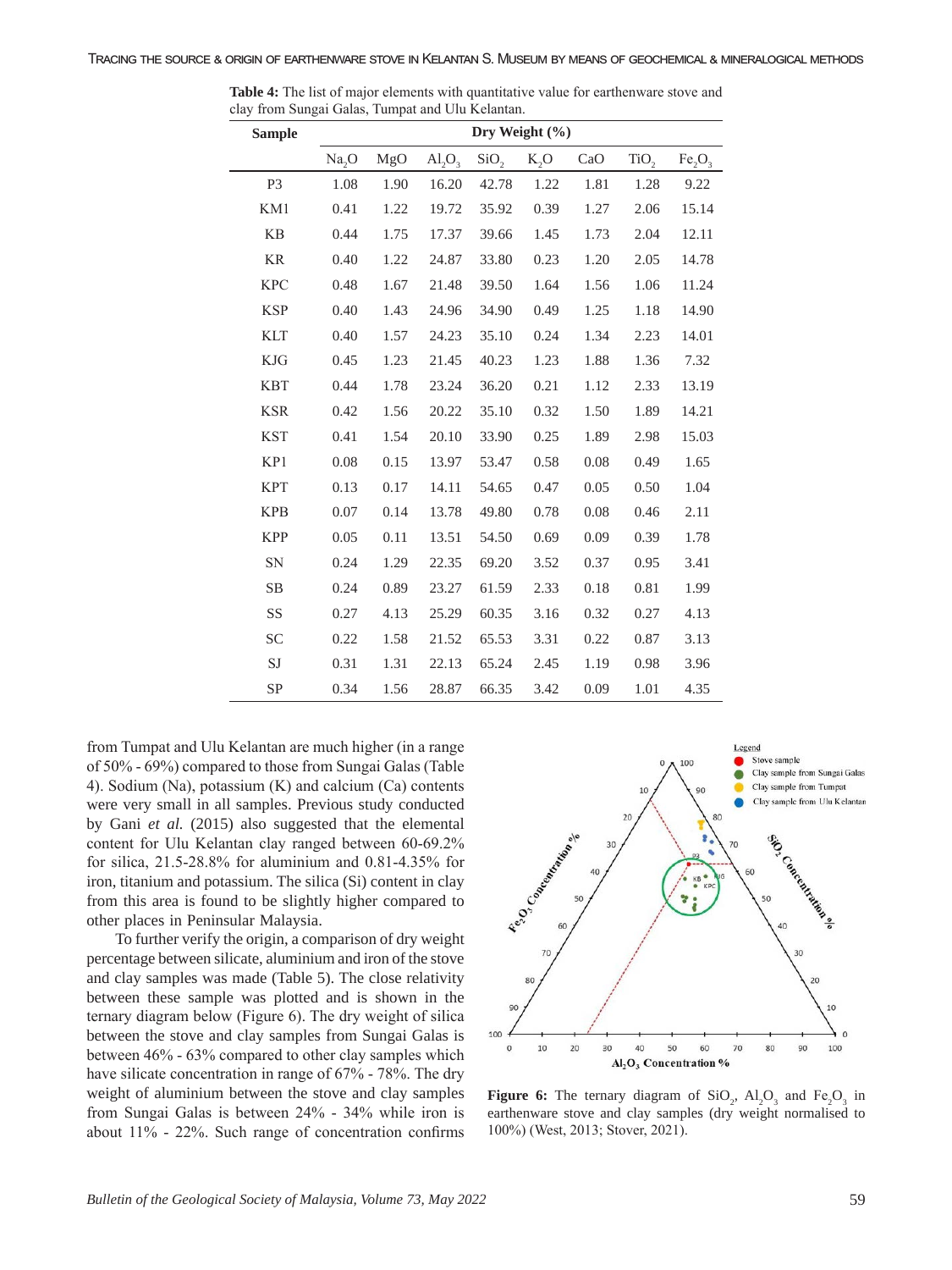**Table 4:** The list of major elements with quantitative value for earthenware stove and clay from Sungai Galas, Tumpat and Ulu Kelantan.

| Sample | Dry Weight (%) | | | | | | | |
|---|---|---|---|---|---|---|---|---|
| | $Na_2O$ | MgO | $Al_2O_3$ | $SiO_2$ | $K_2O$ | CaO | $TiO_2$ | $Fe_2O_3$ |
| P3 | 1.08 | 1.90 | 16.20 | 42.78 | 1.22 | 1.81 | 1.28 | 9.22 |
| KM1 | 0.41 | 1.22 | 19.72 | 35.92 | 0.39 | 1.27 | 2.06 | 15.14 |
| KB | 0.44 | 1.75 | 17.37 | 39.66 | 1.45 | 1.73 | 2.04 | 12.11 |
| KR | 0.40 | 1.22 | 24.87 | 33.80 | 0.23 | 1.20 | 2.05 | 14.78 |
| KPC | 0.48 | 1.67 | 21.48 | 39.50 | 1.64 | 1.56 | 1.06 | 11.24 |
| KSP | 0.40 | 1.43 | 24.96 | 34.90 | 0.49 | 1.25 | 1.18 | 14.90 |
| KLT | 0.40 | 1.57 | 24.23 | 35.10 | 0.24 | 1.34 | 2.23 | 14.01 |
| KJG | 0.45 | 1.23 | 21.45 | 40.23 | 1.23 | 1.88 | 1.36 | 7.32 |
| KBT | 0.44 | 1.78 | 23.24 | 36.20 | 0.21 | 1.12 | 2.33 | 13.19 |
| KSR | 0.42 | 1.56 | 20.22 | 35.10 | 0.32 | 1.50 | 1.89 | 14.21 |
| KST | 0.41 | 1.54 | 20.10 | 33.90 | 0.25 | 1.89 | 2.98 | 15.03 |
| KP1 | 0.08 | 0.15 | 13.97 | 53.47 | 0.58 | 0.08 | 0.49 | 1.65 |
| KPT | 0.13 | 0.17 | 14.11 | 54.65 | 0.47 | 0.05 | 0.50 | 1.04 |
| KPB | 0.07 | 0.14 | 13.78 | 49.80 | 0.78 | 0.08 | 0.46 | 2.11 |
| KPP | 0.05 | 0.11 | 13.51 | 54.50 | 0.69 | 0.09 | 0.39 | 1.78 |
| SN | 0.24 | 1.29 | 22.35 | 69.20 | 3.52 | 0.37 | 0.95 | 3.41 |
| SB | 0.24 | 0.89 | 23.27 | 61.59 | 2.33 | 0.18 | 0.81 | 1.99 |
| SS | 0.27 | 4.13 | 25.29 | 60.35 | 3.16 | 0.32 | 0.27 | 4.13 |
| SC | 0.22 | 1.58 | 21.52 | 65.53 | 3.31 | 0.22 | 0.87 | 3.13 |
| SJ | 0.31 | 1.31 | 22.13 | 65.24 | 2.45 | 1.19 | 0.98 | 3.96 |
| SP | 0.34 | 1.56 | 28.87 | 66.35 | 3.42 | 0.09 | 1.01 | 4.35 |

from Tumpat and Ulu Kelantan are much higher (in a range of 50% - 69%) compared to those from Sungai Galas (Table 4). Sodium (Na), potassium (K) and calcium (Ca) contents were very small in all samples. Previous study conducted by Gani *et al.* (2015) also suggested that the elemental content for Ulu Kelantan clay ranged between 60-69.2% for silica, 21.5-28.8% for aluminium and 0.81-4.35% for iron, titanium and potassium. The silica (Si) content in clay from this area is found to be slightly higher compared to other places in Peninsular Malaysia.

To further verify the origin, a comparison of dry weight percentage between silicate, aluminium and iron of the stove and clay samples was made (Table 5). The close relativity between these sample was plotted and is shown in the ternary diagram below (Figure 6). The dry weight of silica between the stove and clay samples from Sungai Galas is between 46% - 63% compared to other clay samples which have silicate concentration in range of 67% - 78%. The dry weight of aluminium between the stove and clay samples from Sungai Galas is between 24% - 34% while iron is about 11% - 22%. Such range of concentration confirms

**Figure 6:** The ternary diagram of $SiO_2$, $Al_2O_3$ and $Fe_2O_3$ in earthenware stove and clay samples (dry weight normalised to 100%) (West, 2013; Stover, 2021).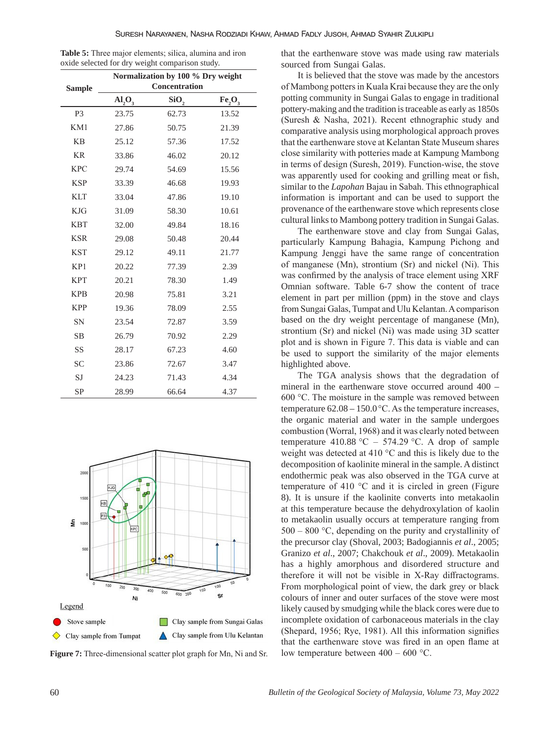**Table 5:** Three major elements; silica, alumina and iron oxide selected for dry weight comparison study.

| Sample | Normalization by 100 % Dry weight Concentration | | |
|---|---|---|---|
| | $Al_2O_3$ | $SiO_2$ | $Fe_2O_3$ |
| P3 | 23.75 | 62.73 | 13.52 |
| KM1 | 27.86 | 50.75 | 21.39 |
| KB | 25.12 | 57.36 | 17.52 |
| KR | 33.86 | 46.02 | 20.12 |
| KPC | 29.74 | 54.69 | 15.56 |
| KSP | 33.39 | 46.68 | 19.93 |
| KLT | 33.04 | 47.86 | 19.10 |
| KJG | 31.09 | 58.30 | 10.61 |
| KBT | 32.00 | 49.84 | 18.16 |
| KSR | 29.08 | 50.48 | 20.44 |
| KST | 29.12 | 49.11 | 21.77 |
| KP1 | 20.22 | 77.39 | 2.39 |
| KPT | 20.21 | 78.30 | 1.49 |
| KPB | 20.98 | 75.81 | 3.21 |
| KPP | 19.36 | 78.09 | 2.55 |
| SN | 23.54 | 72.87 | 3.59 |
| SB | 26.79 | 70.92 | 2.29 |
| SS | 28.17 | 67.23 | 4.60 |
| SC | 23.86 | 72.67 | 3.47 |
| SJ | 24.23 | 71.43 | 4.34 |
| SP | 28.99 | 66.64 | 4.37 |

**Figure 7:** Three-dimensional scatter plot graph for Mn, Ni and Sr.

that the earthenware stove was made using raw materials sourced from Sungai Galas.

It is believed that the stove was made by the ancestors of Mambong potters in Kuala Krai because they are the only potting community in Sungai Galas to engage in traditional pottery-making and the tradition is traceable as early as 1850s (Suresh & Nasha, 2021). Recent ethnographic study and comparative analysis using morphological approach proves that the earthenware stove at Kelantan State Museum shares close similarity with potteries made at Kampung Mambong in terms of design (Suresh, 2019). Function-wise, the stove was apparently used for cooking and grilling meat or fish, similar to the *Lapohan* Bajau in Sabah. This ethnographical information is important and can be used to support the provenance of the earthenware stove which represents close cultural links to Mambong pottery tradition in Sungai Galas.

The earthenware stove and clay from Sungai Galas, particularly Kampung Bahagia, Kampung Pichong and Kampung Jenggi have the same range of concentration of manganese (Mn), strontium (Sr) and nickel (Ni). This was confirmed by the analysis of trace element using XRF Omnian software. Table 6-7 show the content of trace element in part per million (ppm) in the stove and clays from Sungai Galas, Tumpat and Ulu Kelantan. A comparison based on the dry weight percentage of manganese (Mn), strontium (Sr) and nickel (Ni) was made using 3D scatter plot and is shown in Figure 7. This data is viable and can be used to support the similarity of the major elements highlighted above.

The TGA analysis shows that the degradation of mineral in the earthenware stove occurred around 400 – 600 °C. The moisture in the sample was removed between temperature 62.08 – 150.0 °C. As the temperature increases, the organic material and water in the sample undergoes combustion (Worral, 1968) and it was clearly noted between temperature 410.88 °C – 574.29 °C. A drop of sample weight was detected at 410 °C and this is likely due to the decomposition of kaolinite mineral in the sample. A distinct endothermic peak was also observed in the TGA curve at temperature of 410 °C and it is circled in green (Figure 8). It is unsure if the kaolinite converts into metakaolin at this temperature because the dehydroxylation of kaolin to metakaolin usually occurs at temperature ranging from 500 – 800 °C, depending on the purity and crystallinity of the precursor clay (Shoval, 2003; Badogiannis *et al*., 2005; Granizo *et al*., 2007; Chakchouk *et al*., 2009). Metakaolin has a highly amorphous and disordered structure and therefore it will not be visible in X-Ray diffractograms. From morphological point of view, the dark grey or black colours of inner and outer surfaces of the stove were most likely caused by smudging while the black cores were due to incomplete oxidation of carbonaceous materials in the clay (Shepard, 1956; Rye, 1981). All this information signifies that the earthenware stove was fired in an open flame at low temperature between 400 – 600 °C.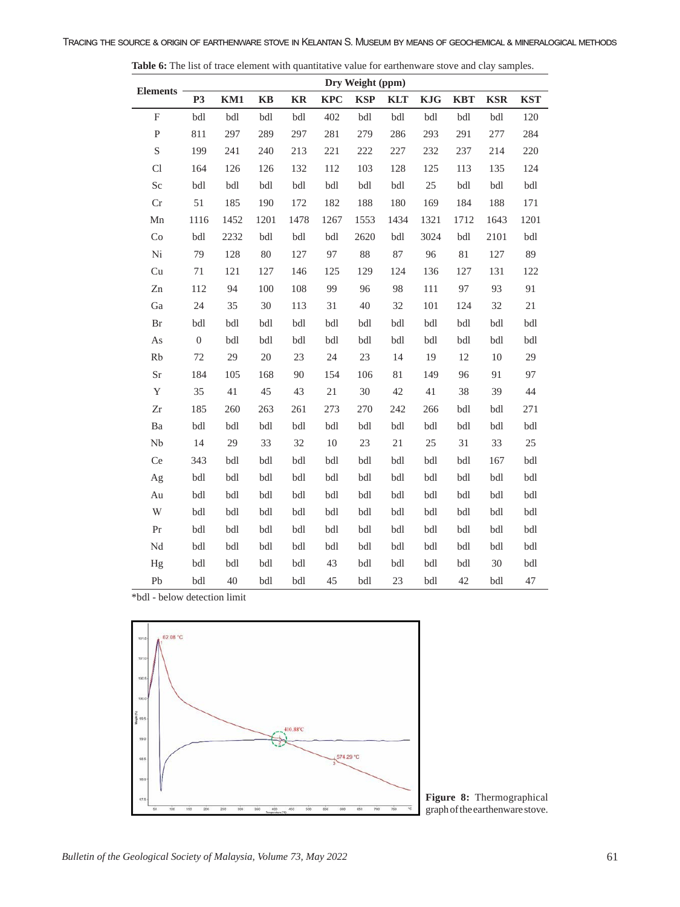**Table 6:** The list of trace element with quantitative value for earthenware stove and clay samples.

| Elements | Dry Weight (ppm) | | | | | | | | | | |
|---|---|---|---|---|---|---|---|---|---|---|---|
| | P3 | KM1 | KB | KR | KPC | KSP | KLT | KJG | KBT | KSR | KST |
| F | bdl | bdl | bdl | bdl | 402 | bdl | bdl | bdl | bdl | bdl | 120 |
| P | 811 | 297 | 289 | 297 | 281 | 279 | 286 | 293 | 291 | 277 | 284 |
| S | 199 | 241 | 240 | 213 | 221 | 222 | 227 | 232 | 237 | 214 | 220 |
| Cl | 164 | 126 | 126 | 132 | 112 | 103 | 128 | 125 | 113 | 135 | 124 |
| Sc | bdl | bdl | bdl | bdl | bdl | bdl | bdl | 25 | bdl | bdl | bdl |
| Cr | 51 | 185 | 190 | 172 | 182 | 188 | 180 | 169 | 184 | 188 | 171 |
| Mn | 1116 | 1452 | 1201 | 1478 | 1267 | 1553 | 1434 | 1321 | 1712 | 1643 | 1201 |
| Co | bdl | 2232 | bdl | bdl | bdl | 2620 | bdl | 3024 | bdl | 2101 | bdl |
| Ni | 79 | 128 | 80 | 127 | 97 | 88 | 87 | 96 | 81 | 127 | 89 |
| Cu | 71 | 121 | 127 | 146 | 125 | 129 | 124 | 136 | 127 | 131 | 122 |
| Zn | 112 | 94 | 100 | 108 | 99 | 96 | 98 | 111 | 97 | 93 | 91 |
| Ga | 24 | 35 | 30 | 113 | 31 | 40 | 32 | 101 | 124 | 32 | 21 |
| Br | bdl | bdl | bdl | bdl | bdl | bdl | bdl | bdl | bdl | bdl | bdl |
| As | 0 | bdl | bdl | bdl | bdl | bdl | bdl | bdl | bdl | bdl | bdl |
| Rb | 72 | 29 | 20 | 23 | 24 | 23 | 14 | 19 | 12 | 10 | 29 |
| Sr | 184 | 105 | 168 | 90 | 154 | 106 | 81 | 149 | 96 | 91 | 97 |
| Y | 35 | 41 | 45 | 43 | 21 | 30 | 42 | 41 | 38 | 39 | 44 |
| Zr | 185 | 260 | 263 | 261 | 273 | 270 | 242 | 266 | bdl | bdl | 271 |
| Ba | bdl | bdl | bdl | bdl | bdl | bdl | bdl | bdl | bdl | bdl | bdl |
| Nb | 14 | 29 | 33 | 32 | 10 | 23 | 21 | 25 | 31 | 33 | 25 |
| Ce | 343 | bdl | bdl | bdl | bdl | bdl | bdl | bdl | bdl | 167 | bdl |
| Ag | bdl | bdl | bdl | bdl | bdl | bdl | bdl | bdl | bdl | bdl | bdl |
| Au | bdl | bdl | bdl | bdl | bdl | bdl | bdl | bdl | bdl | bdl | bdl |
| W | bdl | bdl | bdl | bdl | bdl | bdl | bdl | bdl | bdl | bdl | bdl |
| Pr | bdl | bdl | bdl | bdl | bdl | bdl | bdl | bdl | bdl | bdl | bdl |
| Nd | bdl | bdl | bdl | bdl | bdl | bdl | bdl | bdl | bdl | bdl | bdl |
| Hg | bdl | bdl | bdl | bdl | 43 | bdl | bdl | bdl | bdl | 30 | bdl |
| Pb | bdl | 40 | bdl | bdl | 45 | bdl | 23 | bdl | 42 | bdl | 47 |

*bdl - below detection limit

**Figure 8:** Thermographical graph of the earthenware stove.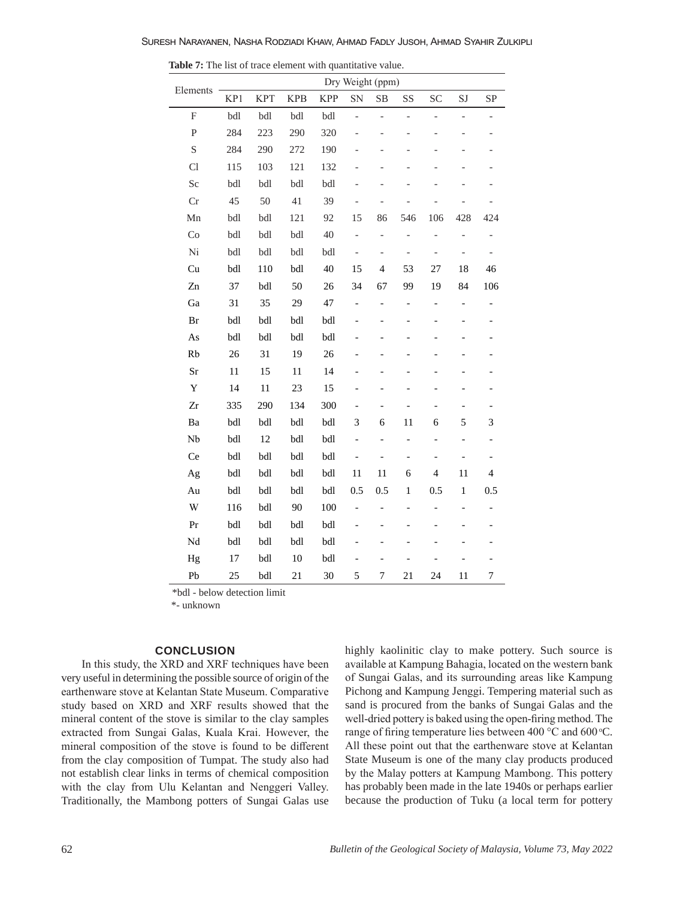**Table 7:** The list of trace element with quantitative value.

| Elements | Dry Weight (ppm) | | | | | | | | | |
|---|---|---|---|---|---|---|---|---|---|---|
| | KP1 | KPT | KPB | KPP | SN | SB | SS | SC | SJ | SP |
| F | bdl | bdl | bdl | bdl | - | - | - | - | - | - |
| P | 284 | 223 | 290 | 320 | - | - | - | - | - | - |
| S | 284 | 290 | 272 | 190 | - | - | - | - | - | - |
| Cl | 115 | 103 | 121 | 132 | - | - | - | - | - | - |
| Sc | bdl | bdl | bdl | bdl | - | - | - | - | - | - |
| Cr | 45 | 50 | 41 | 39 | - | - | - | - | - | - |
| Mn | bdl | bdl | 121 | 92 | 15 | 86 | 546 | 106 | 428 | 424 |
| Co | bdl | bdl | bdl | 40 | - | - | - | - | - | - |
| Ni | bdl | bdl | bdl | bdl | - | - | - | - | - | - |
| Cu | bdl | 110 | bdl | 40 | 15 | 4 | 53 | 27 | 18 | 46 |
| Zn | 37 | bdl | 50 | 26 | 34 | 67 | 99 | 19 | 84 | 106 |
| Ga | 31 | 35 | 29 | 47 | - | - | - | - | - | - |
| Br | bdl | bdl | bdl | bdl | - | - | - | - | - | - |
| As | bdl | bdl | bdl | bdl | - | - | - | - | - | - |
| Rb | 26 | 31 | 19 | 26 | - | - | - | - | - | - |
| Sr | 11 | 15 | 11 | 14 | - | - | - | - | - | - |
| Y | 14 | 11 | 23 | 15 | - | - | - | - | - | - |
| Zr | 335 | 290 | 134 | 300 | - | - | - | - | - | - |
| Ba | bdl | bdl | bdl | bdl | 3 | 6 | 11 | 6 | 5 | 3 |
| Nb | bdl | 12 | bdl | bdl | - | - | - | - | - | - |
| Ce | bdl | bdl | bdl | bdl | - | - | - | - | - | - |
| Ag | bdl | bdl | bdl | bdl | 11 | 11 | 6 | 4 | 11 | 4 |
| Au | bdl | bdl | bdl | bdl | 0.5 | 0.5 | 1 | 0.5 | 1 | 0.5 |
| W | 116 | bdl | 90 | 100 | - | - | - | - | - | - |
| Pr | bdl | bdl | bdl | bdl | - | - | - | - | - | - |
| Nd | bdl | bdl | bdl | bdl | - | - | - | - | - | - |
| Hg | 17 | bdl | 10 | bdl | - | - | - | - | - | - |
| Pb | 25 | bdl | 21 | 30 | 5 | 7 | 21 | 24 | 11 | 7 |

*bdl - below detection limit

*- unknown

## CONCLUSION

In this study, the XRD and XRF techniques have been very useful in determining the possible source of origin of the earthenware stove at Kelantan State Museum. Comparative study based on XRD and XRF results showed that the mineral content of the stove is similar to the clay samples extracted from Sungai Galas, Kuala Krai. However, the mineral composition of the stove is found to be different from the clay composition of Tumpat. The study also had not establish clear links in terms of chemical composition with the clay from Ulu Kelantan and Nenggeri Valley. Traditionally, the Mambong potters of Sungai Galas use highly kaolinitic clay to make pottery. Such source is available at Kampung Bahagia, located on the western bank of Sungai Galas, and its surrounding areas like Kampung Pichong and Kampung Jenggi. Tempering material such as sand is procured from the banks of Sungai Galas and the well-dried pottery is baked using the open-firing method. The range of firing temperature lies between 400 °C and 600 °C. All these point out that the earthenware stove at Kelantan State Museum is one of the many clay products produced by the Malay potters at Kampung Mambong. This pottery has probably been made in the late 1940s or perhaps earlier because the production of Tuku (a local term for pottery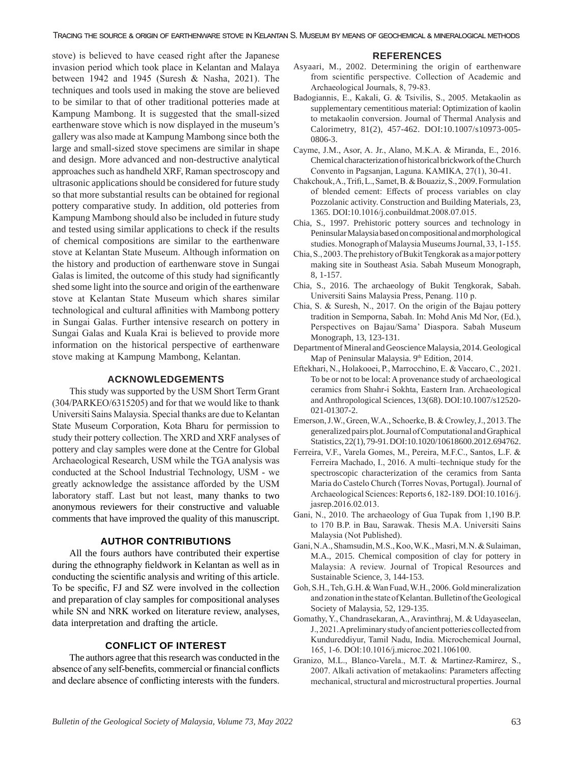stove) is believed to have ceased right after the Japanese invasion period which took place in Kelantan and Malaya between 1942 and 1945 (Suresh & Nasha, 2021). The techniques and tools used in making the stove are believed to be similar to that of other traditional potteries made at Kampung Mambong. It is suggested that the small-sized earthenware stove which is now displayed in the museum's gallery was also made at Kampung Mambong since both the large and small-sized stove specimens are similar in shape and design. More advanced and non-destructive analytical approaches such as handheld XRF, Raman spectroscopy and ultrasonic applications should be considered for future study so that more substantial results can be obtained for regional pottery comparative study. In addition, old potteries from Kampung Mambong should also be included in future study and tested using similar applications to check if the results of chemical compositions are similar to the earthenware stove at Kelantan State Museum. Although information on the history and production of earthenware stove in Sungai Galas is limited, the outcome of this study had significantly shed some light into the source and origin of the earthenware stove at Kelantan State Museum which shares similar technological and cultural affinities with Mambong pottery in Sungai Galas. Further intensive research on pottery in Sungai Galas and Kuala Krai is believed to provide more information on the historical perspective of earthenware stove making at Kampung Mambong, Kelantan.

## ACKNOWLEDGEMENTS

This study was supported by the USM Short Term Grant (304/PARKEO/6315205) and for that we would like to thank Universiti Sains Malaysia. Special thanks are due to Kelantan State Museum Corporation, Kota Bharu for permission to study their pottery collection. The XRD and XRF analyses of pottery and clay samples were done at the Centre for Global Archaeological Research, USM while the TGA analysis was conducted at the School Industrial Technology, USM - we greatly acknowledge the assistance afforded by the USM laboratory staff. Last but not least, many thanks to two anonymous reviewers for their constructive and valuable comments that have improved the quality of this manuscript.

## AUTHOR CONTRIBUTIONS

All the fours authors have contributed their expertise during the ethnography fieldwork in Kelantan as well as in conducting the scientific analysis and writing of this article. To be specific, FJ and SZ were involved in the collection and preparation of clay samples for compositional analyses while SN and NRK worked on literature review, analyses, data interpretation and drafting the article.

## CONFLICT OF INTEREST

The authors agree that this research was conducted in the absence of any self-benefits, commercial or financial conflicts and declare absence of conflicting interests with the funders.

## REFERENCES

Asyaari, M., 2002. Determining the origin of earthenware from scientific perspective. Collection of Academic and Archaeological Journals, 8, 79-83.

Badogiannis, E., Kakali, G. & Tsivilis, S., 2005. Metakaolin as supplementary cementitious material: Optimization of kaolin to metakaolin conversion. Journal of Thermal Analysis and Calorimetry, 81(2), 457-462. DOI:10.1007/s10973-005-0806-3.

Cayme, J.M., Asor, A. Jr., Alano, M.K.A. & Miranda, E., 2016. Chemical characterization of historical brickwork of the Church Convento in Pagsanjan, Laguna. KAMIKA, 27(1), 30-41.

Chakchouk, A., Trifi, L., Samet, B. & Bouaziz, S., 2009. Formulation of blended cement: Effects of process variables on clay Pozzolanic activity. Construction and Building Materials, 23, 1365. DOI:10.1016/j.conbuildmat.2008.07.015.

Chia, S., 1997. Prehistoric pottery sources and technology in Peninsular Malaysia based on compositional and morphological studies. Monograph of Malaysia Museums Journal, 33, 1-155.

Chia, S., 2003. The prehistory of Bukit Tengkorak as a major pottery making site in Southeast Asia. Sabah Museum Monograph, 8, 1-157.

Chia, S., 2016. The archaeology of Bukit Tengkorak, Sabah. Universiti Sains Malaysia Press, Penang. 110 p.

Chia, S. & Suresh, N., 2017. On the origin of the Bajau pottery tradition in Semporna, Sabah. In: Mohd Anis Md Nor, (Ed.), Perspectives on Bajau/Sama' Diaspora. Sabah Museum Monograph, 13, 123-131.

Department of Mineral and Geoscience Malaysia, 2014. Geological Map of Peninsular Malaysia. 9th Edition, 2014.

Eftekhari, N., Holakooei, P., Marrocchino, E. & Vaccaro, C., 2021. To be or not to be local: A provenance study of archaeological ceramics from Shahr-i Sokhta, Eastern Iran. Archaeological and Anthropological Sciences, 13(68). DOI:10.1007/s12520-021-01307-2.

Emerson, J.W., Green, W.A., Schoerke, B. & Crowley, J., 2013. The generalized pairs plot. Journal of Computational and Graphical Statistics, 22(1), 79-91. DOI:10.1020/10618600.2012.694762.

Ferreira, V.F., Varela Gomes, M., Pereira, M.F.C., Santos, L.F. & Ferreira Machado, I., 2016. A multi–technique study for the spectroscopic characterization of the ceramics from Santa Maria do Castelo Church (Torres Novas, Portugal). Journal of Archaeological Sciences: Reports 6, 182-189. DOI:10.1016/j.jasrep.2016.02.013.

Gani, N., 2010. The archaeology of Gua Tupak from 1,190 B.P. to 170 B.P. in Bau, Sarawak. Thesis M.A. Universiti Sains Malaysia (Not Published).

Gani, N.A., Shamsudin, M.S., Koo, W.K., Masri, M.N. & Sulaiman, M.A., 2015. Chemical composition of clay for pottery in Malaysia: A review. Journal of Tropical Resources and Sustainable Science, 3, 144-153.

Goh, S.H., Teh, G.H. & Wan Fuad, W.H., 2006. Gold mineralization and zonation in the state of Kelantan. Bulletin of the Geological Society of Malaysia, 52, 129-135.

Gomathy, Y., Chandrasekaran, A., Aravinthraj, M. & Udayaseelan, J., 2021. A preliminary study of ancient potteries collected from Kundureddiyur, Tamil Nadu, India. Microchemical Journal, 165, 1-6. DOI:10.1016/j.microc.2021.106100.

Granizo, M.L., Blanco-Varela., M.T. & Martinez-Ramirez, S., 2007. Alkali activation of metakaolins: Parameters affecting mechanical, structural and microstructural properties. Journal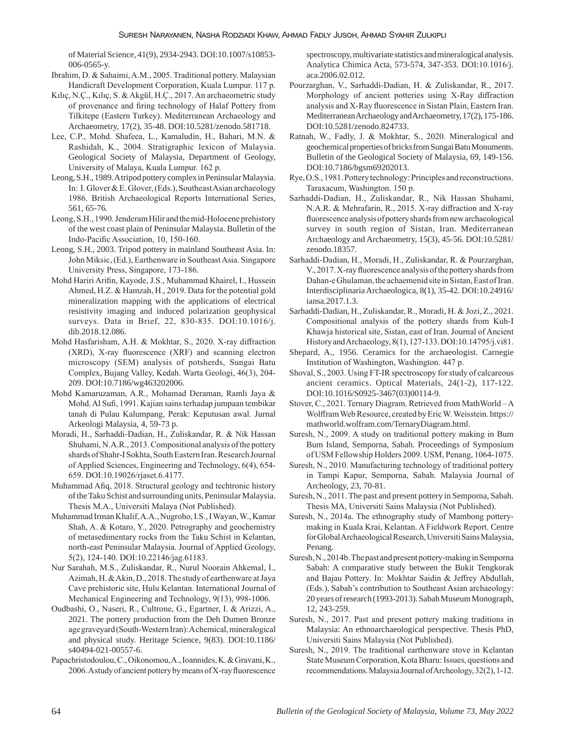of Material Science, 41(9), 2934-2943. DOI:10.1007/s10853-006-0565-y.

Ibrahim, D. & Sahaimi, A.M., 2005. Traditional pottery. Malaysian Handicraft Development Corporation, Kuala Lumpur. 117 p.

Kılıç, N.Ç., Kılıç, S. & Akgül, H.Ç., 2017. An archaeometric study of provenance and firing technology of Halaf Pottery from Tilkitepe (Eastern Turkey). Mediterranean Archaeology and Archaeometry, 17(2), 35-48. DOI:10.5281/zenodo.581718.

Lee, C.P., Mohd. Shafeea, L., Kamaludin, H., Bahari, M.N. & Rashidah, K., 2004. Stratigraphic lexicon of Malaysia. Geological Society of Malaysia, Department of Geology, University of Malaya, Kuala Lumpur. 162 p.

Leong, S.H., 1989. A tripod pottery complex in Peninsular Malaysia. In: I. Glover & E. Glover, (Eds.), Southeast Asian archaeology 1986. British Archaeological Reports International Series, 561, 65-76.

Leong, S.H., 1990. Jenderam Hilir and the mid-Holocene prehistory of the west coast plain of Peninsular Malaysia. Bulletin of the Indo-Pacific Association, 10, 150-160.

Leong, S.H., 2003. Tripod pottery in mainland Southeast Asia. In: John Miksic, (Ed.), Earthenware in Southeast Asia. Singapore University Press, Singapore, 173-186.

Mohd Hariri Arifin, Kayode, J.S., Muhammad Khairel, I., Hussein Ahmed, H.Z. & Hamzah, H., 2019. Data for the potential gold mineralization mapping with the applications of electrical resistivity imaging and induced polarization geophysical surveys. Data in Brief, 22, 830-835. DOI:10.1016/j.dib.2018.12.086.

Mohd Hasfarisham, A.H. & Mokhtar, S., 2020. X-ray diffraction (XRD), X-ray fluorescence (XRF) and scanning electron microscopy (SEM) analysis of potsherds, Sungai Batu Complex, Bujang Valley, Kedah. Warta Geologi, 46(3), 204-209. DOI:10.7186/wg463202006.

Mohd Kamaruzaman, A.R., Mohamad Deraman, Ramli Jaya & Mohd. Al Sufi, 1991. Kajian sains terhadap jumpaan tembikar tanah di Pulau Kalumpang, Perak: Keputusan awal. Jurnal Arkeologi Malaysia, 4, 59-73 p.

Moradi, H., Sarhaddi-Dadian, H., Zuliskandar, R. & Nik Hassan Shuhami, N.A.R., 2013. Compositional analysis of the pottery shards of Shahr-I Sokhta, South Eastern Iran. Research Journal of Applied Sciences, Engineering and Technology, 6(4), 654-659. DOI:10.19026/rjaset.6.4177.

Muhammad Afiq, 2018. Structural geology and techtronic history of the Taku Schist and surrounding units, Peninsular Malaysia. Thesis M.A., Universiti Malaya (Not Published).

Muhammad Irman Khalif, A.A., Nugroho, I.S., I Wayan, W., Kamar Shah, A. & Kotaro, Y., 2020. Petrography and geochemistry of metasedimentary rocks from the Taku Schist in Kelantan, north-east Peninsular Malaysia. Journal of Applied Geology, 5(2), 124-140. DOI:10.22146/jag.61183.

Nur Sarahah, M.S., Zuliskandar, R., Nurul Noorain Ahkemal, I., Azimah, H. & Akin, D., 2018. The study of earthenware at Jaya Cave prehistoric site, Hulu Kelantan. International Journal of Mechanical Engineering and Technology, 9(13), 998-1006.

Oudbashi, O., Naseri, R., Cultrone, G., Egartner, I. & Arizzi, A., 2021. The pottery production from the Deh Dumen Bronze age graveyard (South-Western Iran): A chemical, mineralogical and physical study. Heritage Science, 9(83). DOI:10.1186/s40494-021-00557-6.

Papachristodoulou, C., Oikonomou, A., Ioannides, K. & Gravani, K., 2006. A study of ancient pottery by means of X-ray fluorescence spectroscopy, multivariate statistics and mineralogical analysis. Analytica Chimica Acta, 573-574, 347-353. DOI:10.1016/j.aca.2006.02.012.

Pourzarghan, V., Sarhaddi-Dadian, H. & Zuliskandar, R., 2017. Morphology of ancient potteries using X-Ray diffraction analysis and X-Ray fluorescence in Sistan Plain, Eastern Iran. Mediterranean Archaeology and Archaeometry, 17(2), 175-186. DOI:10.5281/zenodo.824733.

Ratnah, W., Fadly, J. & Mokhtar, S., 2020. Mineralogical and geochemical properties of bricks from Sungai Batu Monuments. Bulletin of the Geological Society of Malaysia, 69, 149-156. DOI:10.7186/bgsm69202013.

Rye, O.S., 1981. Pottery technology: Principles and reconstructions. Taraxacum, Washington. 150 p.

Sarhaddi-Dadian, H., Zuliskandar, R., Nik Hassan Shuhami, N.A.R. & Mehrafarin, R., 2015. X-ray diffraction and X-ray fluorescence analysis of pottery shards from new archaeological survey in south region of Sistan, Iran. Mediterranean Archaeology and Archaeometry, 15(3), 45-56. DOI:10.5281/zenodo.18357.

Sarhaddi-Dadian, H., Moradi, H., Zuliskandar, R. & Pourzarghan, V., 2017. X-ray fluorescence analysis of the pottery shards from Dahan-e Ghulaman, the achaemenid site in Sistan, East of Iran. Interdisciplinaria Archaeologica, 8(1), 35-42. DOI:10.24916/iansa.2017.1.3.

Sarhaddi-Dadian, H., Zuliskandar, R., Moradi, H. & Jozi, Z., 2021. Compositional analysis of the pottery shards from Kuh-I Khawja historical site, Sistan, east of Iran. Journal of Ancient History and Archaeology, 8(1), 127-133. DOI:10.14795/j.vi81.

Shepard, A., 1956. Ceramics for the archaeologist. Carnegie Institution of Washington, Washington. 447 p.

Shoval, S., 2003. Using FT-IR spectroscopy for study of calcareous ancient ceramics. Optical Materials, 24(1-2), 117-122. DOI:10.1016/S0925-3467(03)00114-9.

Stover, C., 2021. Ternary Diagram. Retrieved from MathWorld – A Wolffram Web Resource, created by Eric W. Weisstein. https://mathworld.wolfram.com/TernaryDiagram.html.

Suresh, N., 2009. A study on traditional pottery making in Bum Bum Island, Semporna, Sabah. Proceedings of Symposium of USM Fellowship Holders 2009. USM, Penang, 1064-1075.

Suresh, N., 2010. Manufacturing technology of traditional pottery in Tampi Kapur, Semporna, Sabah. Malaysia Journal of Archeology, 23, 70-81.

Suresh, N., 2011. The past and present pottery in Semporna, Sabah. Thesis MA, Universiti Sains Malaysia (Not Published).

Suresh, N., 2014a. The ethnography study of Mambong pottery-making in Kuala Krai, Kelantan. A Fieldwork Report. Centre for Global Archaeological Research, Universiti Sains Malaysia, Penang.

Suresh, N., 2014b. The past and present pottery-making in Semporna Sabah: A comparative study between the Bukit Tengkorak and Bajau Pottery. In: Mokhtar Saidin & Jeffrey Abdullah, (Eds.), Sabah's contribution to Southeast Asian archaeology: 20 years of research (1993-2013). Sabah Museum Monograph, 12, 243-259.

Suresh, N., 2017. Past and present pottery making traditions in Malaysia: An ethnoarchaeological perspective. Thesis PhD, Universiti Sains Malaysia (Not Published).

Suresh, N., 2019. The traditional earthenware stove in Kelantan State Museum Corporation, Kota Bharu: Issues, questions and recommendations. Malaysia Journal of Archeology, 32(2), 1-12.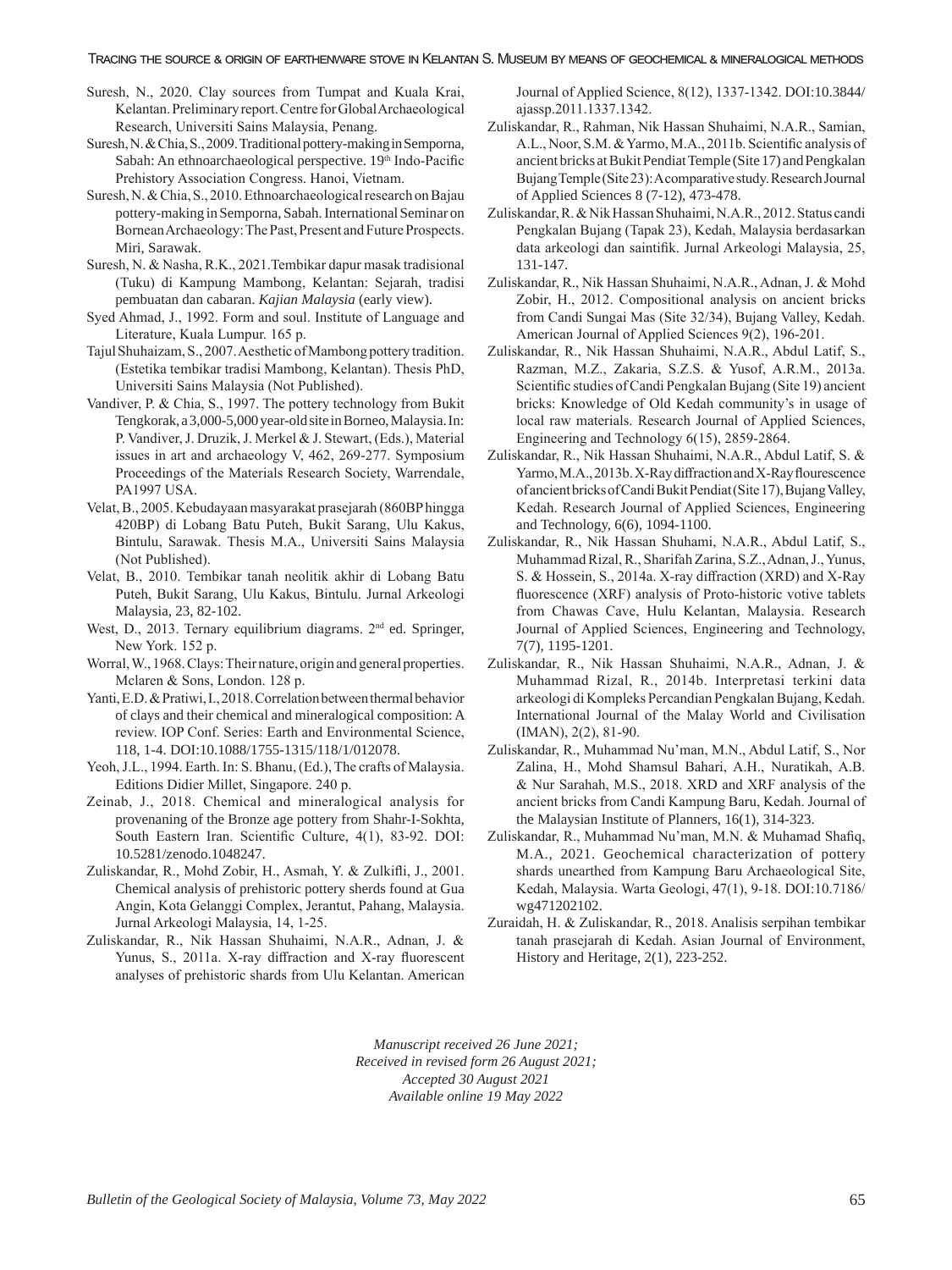Suresh, N., 2020. Clay sources from Tumpat and Kuala Krai, Kelantan. Preliminary report. Centre for Global Archaeological Research, Universiti Sains Malaysia, Penang.

Suresh, N. & Chia, S., 2009. Traditional pottery-making in Semporna, Sabah: An ethnoarchaeological perspective. 19th Indo-Pacific Prehistory Association Congress. Hanoi, Vietnam.

Suresh, N. & Chia, S., 2010. Ethnoarchaeological research on Bajau pottery-making in Semporna, Sabah. International Seminar on Bornean Archaeology: The Past, Present and Future Prospects. Miri, Sarawak.

Suresh, N. & Nasha, R.K., 2021. Tembikar dapur masak tradisional (Tuku) di Kampung Mambong, Kelantan: Sejarah, tradisi pembuatan dan cabaran. *Kajian Malaysia* (early view).

Syed Ahmad, J., 1992. Form and soul. Institute of Language and Literature, Kuala Lumpur. 165 p.

Tajul Shuhaizam, S., 2007. Aesthetic of Mambong pottery tradition. (Estetika tembikar tradisi Mambong, Kelantan). Thesis PhD, Universiti Sains Malaysia (Not Published).

Vandiver, P. & Chia, S., 1997. The pottery technology from Bukit Tengkorak, a 3,000-5,000 year-old site in Borneo, Malaysia. In: P. Vandiver, J. Druzik, J. Merkel & J. Stewart, (Eds.), Material issues in art and archaeology V, 462, 269-277. Symposium Proceedings of the Materials Research Society, Warrendale, PA1997 USA.

Velat, B., 2005. Kebudayaan masyarakat prasejarah (860BP hingga 420BP) di Lobang Batu Puteh, Bukit Sarang, Ulu Kakus, Bintulu, Sarawak. Thesis M.A., Universiti Sains Malaysia (Not Published).

Velat, B., 2010. Tembikar tanah neolitik akhir di Lobang Batu Puteh, Bukit Sarang, Ulu Kakus, Bintulu. Jurnal Arkeologi Malaysia, 23, 82-102.

West, D., 2013. Ternary equilibrium diagrams. 2nd ed. Springer, New York. 152 p.

Worral, W., 1968. Clays: Their nature, origin and general properties. Mclaren & Sons, London. 128 p.

Yanti, E.D. & Pratiwi, I., 2018. Correlation between thermal behavior of clays and their chemical and mineralogical composition: A review. IOP Conf. Series: Earth and Environmental Science, 118, 1-4. DOI:10.1088/1755-1315/118/1/012078.

Yeoh, J.L., 1994. Earth. In: S. Bhanu, (Ed.), The crafts of Malaysia. Editions Didier Millet, Singapore. 240 p.

Zeinab, J., 2018. Chemical and mineralogical analysis for provenaning of the Bronze age pottery from Shahr-I-Sokhta, South Eastern Iran. Scientific Culture, 4(1), 83-92. DOI: 10.5281/zenodo.1048247.

Zuliskandar, R., Mohd Zobir, H., Asmah, Y. & Zulkifli, J., 2001. Chemical analysis of prehistoric pottery sherds found at Gua Angin, Kota Gelanggi Complex, Jerantut, Pahang, Malaysia. Jurnal Arkeologi Malaysia, 14, 1-25.

Zuliskandar, R., Nik Hassan Shuhaimi, N.A.R., Adnan, J. & Yunus, S., 2011a. X-ray diffraction and X-ray fluorescent analyses of prehistoric shards from Ulu Kelantan. American Journal of Applied Science, 8(12), 1337-1342. DOI:10.3844/ajassp.2011.1337.1342.

Zuliskandar, R., Rahman, Nik Hassan Shuhaimi, N.A.R., Samian, A.L., Noor, S.M. & Yarmo, M.A., 2011b. Scientific analysis of ancient bricks at Bukit Pendiat Temple (Site 17) and Pengkalan Bujang Temple (Site 23): A comparative study. Research Journal of Applied Sciences 8 (7-12), 473-478.

Zuliskandar, R. & Nik Hassan Shuhaimi, N.A.R., 2012. Status candi Pengkalan Bujang (Tapak 23), Kedah, Malaysia berdasarkan data arkeologi dan saintifik. Jurnal Arkeologi Malaysia, 25, 131-147.

Zuliskandar, R., Nik Hassan Shuhaimi, N.A.R., Adnan, J. & Mohd Zobir, H., 2012. Compositional analysis on ancient bricks from Candi Sungai Mas (Site 32/34), Bujang Valley, Kedah. American Journal of Applied Sciences 9(2), 196-201.

Zuliskandar, R., Nik Hassan Shuhaimi, N.A.R., Abdul Latif, S., Razman, M.Z., Zakaria, S.Z.S. & Yusof, A.R.M., 2013a. Scientific studies of Candi Pengkalan Bujang (Site 19) ancient bricks: Knowledge of Old Kedah community's in usage of local raw materials. Research Journal of Applied Sciences, Engineering and Technology 6(15), 2859-2864.

Zuliskandar, R., Nik Hassan Shuhaimi, N.A.R., Abdul Latif, S. & Yarmo, M.A., 2013b. X-Ray diffraction and X-Ray flourescence of ancient bricks of Candi Bukit Pendiat (Site 17), Bujang Valley, Kedah. Research Journal of Applied Sciences, Engineering and Technology, 6(6), 1094-1100.

Zuliskandar, R., Nik Hassan Shuhami, N.A.R., Abdul Latif, S., Muhammad Rizal, R., Sharifah Zarina, S.Z., Adnan, J., Yunus, S. & Hossein, S., 2014a. X-ray diffraction (XRD) and X-Ray fluorescence (XRF) analysis of Proto-historic votive tablets from Chawas Cave, Hulu Kelantan, Malaysia. Research Journal of Applied Sciences, Engineering and Technology, 7(7), 1195-1201.

Zuliskandar, R., Nik Hassan Shuhaimi, N.A.R., Adnan, J. & Muhammad Rizal, R., 2014b. Interpretasi terkini data arkeologi di Kompleks Percandian Pengkalan Bujang, Kedah. International Journal of the Malay World and Civilisation (IMAN), 2(2), 81-90.

Zuliskandar, R., Muhammad Nu'man, M.N., Abdul Latif, S., Nor Zalina, H., Mohd Shamsul Bahari, A.H., Nuratikah, A.B. & Nur Sarahah, M.S., 2018. XRD and XRF analysis of the ancient bricks from Candi Kampung Baru, Kedah. Journal of the Malaysian Institute of Planners, 16(1), 314-323.

Zuliskandar, R., Muhammad Nu'man, M.N. & Muhamad Shafiq, M.A., 2021. Geochemical characterization of pottery shards unearthed from Kampung Baru Archaeological Site, Kedah, Malaysia. Warta Geologi, 47(1), 9-18. DOI:10.7186/wg471202102.

Zuraidah, H. & Zuliskandar, R., 2018. Analisis serpihan tembikar tanah prasejarah di Kedah. Asian Journal of Environment, History and Heritage, 2(1), 223-252.

*Manuscript received 26 June 2021;*
*Received in revised form 26 August 2021;*
*Accepted 30 August 2021*
*Available online 19 May 2022*